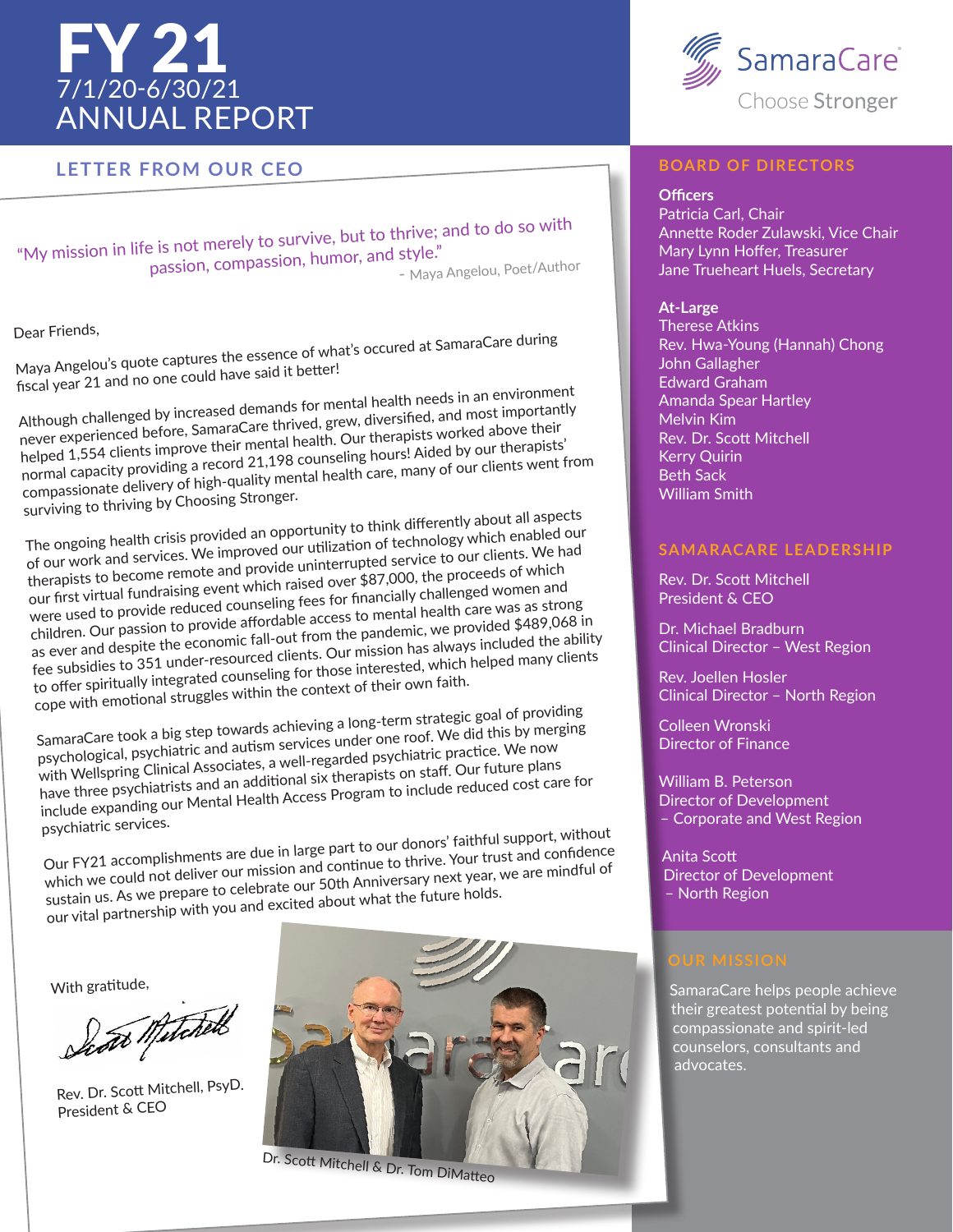# FY 21

7/1/20-6/30/21

# ANNUAL REPORT

SamaraCare
Choose Stronger

## LETTER FROM OUR CEO

"My mission in life is not merely to survive, but to thrive; and to do so with passion, compassion, humor, and style."
– Maya Angelou, Poet/Author

Dear Friends,

Maya Angelou's quote captures the essence of what's occured at SamaraCare during fiscal year 21 and no one could have said it better!

Although challenged by increased demands for mental health needs in an environment never experienced before, SamaraCare thrived, grew, diversified, and most importantly helped 1,554 clients improve their mental health. Our therapists worked above their normal capacity providing a record 21,198 counseling hours! Aided by our therapists' compassionate delivery of high-quality mental health care, many of our clients went from surviving to thriving by Choosing Stronger.

The ongoing health crisis provided an opportunity to think differently about all aspects of our work and services. We improved our utilization of technology which enabled our therapists to become remote and provide uninterrupted service to our clients. We had our first virtual fundraising event which raised over $87,000, the proceeds of which were used to provide reduced counseling fees for financially challenged women and children. Our passion to provide affordable access to mental health care was as strong as ever and despite the economic fall-out from the pandemic, we provided $489,068 in fee subsidies to 351 under-resourced clients. Our mission has always included the ability to offer spiritually integrated counseling for those interested, which helped many clients cope with emotional struggles within the context of their own faith.

SamaraCare took a big step towards achieving a long-term strategic goal of providing psychological, psychiatric and autism services under one roof. We did this by merging with Wellspring Clinical Associates, a well-regarded psychiatric practice. We now have three psychiatrists and an additional six therapists on staff. Our future plans include expanding our Mental Health Access Program to include reduced cost care for psychiatric services.

Our FY21 accomplishments are due in large part to our donors' faithful support, without which we could not deliver our mission and continue to thrive. Your trust and confidence sustain us. As we prepare to celebrate our 50th Anniversary next year, we are mindful of our vital partnership with you and excited about what the future holds.

With gratitude,

Rev. Dr. Scott Mitchell, PsyD.
President & CEO

Dr. Scott Mitchell & Dr. Tom DiMatteo

## BOARD OF DIRECTORS

**Officers**

Patricia Carl, Chair
Annette Roder Zulawski, Vice Chair
Mary Lynn Hoffer, Treasurer
Jane Trueheart Huels, Secretary

**At-Large**

Therese Atkins
Rev. Hwa-Young (Hannah) Chong
John Gallagher
Edward Graham
Amanda Spear Hartley
Melvin Kim
Rev. Dr. Scott Mitchell
Kerry Quirin
Beth Sack
William Smith

## SAMARACARE LEADERSHIP

Rev. Dr. Scott Mitchell
President & CEO

Dr. Michael Bradburn
Clinical Director – West Region

Rev. Joellen Hosler
Clinical Director – North Region

Colleen Wronski
Director of Finance

William B. Peterson
Director of Development
– Corporate and West Region

Anita Scott
Director of Development
– North Region

## OUR MISSION

SamaraCare helps people achieve their greatest potential by being compassionate and spirit-led counselors, consultants and advocates.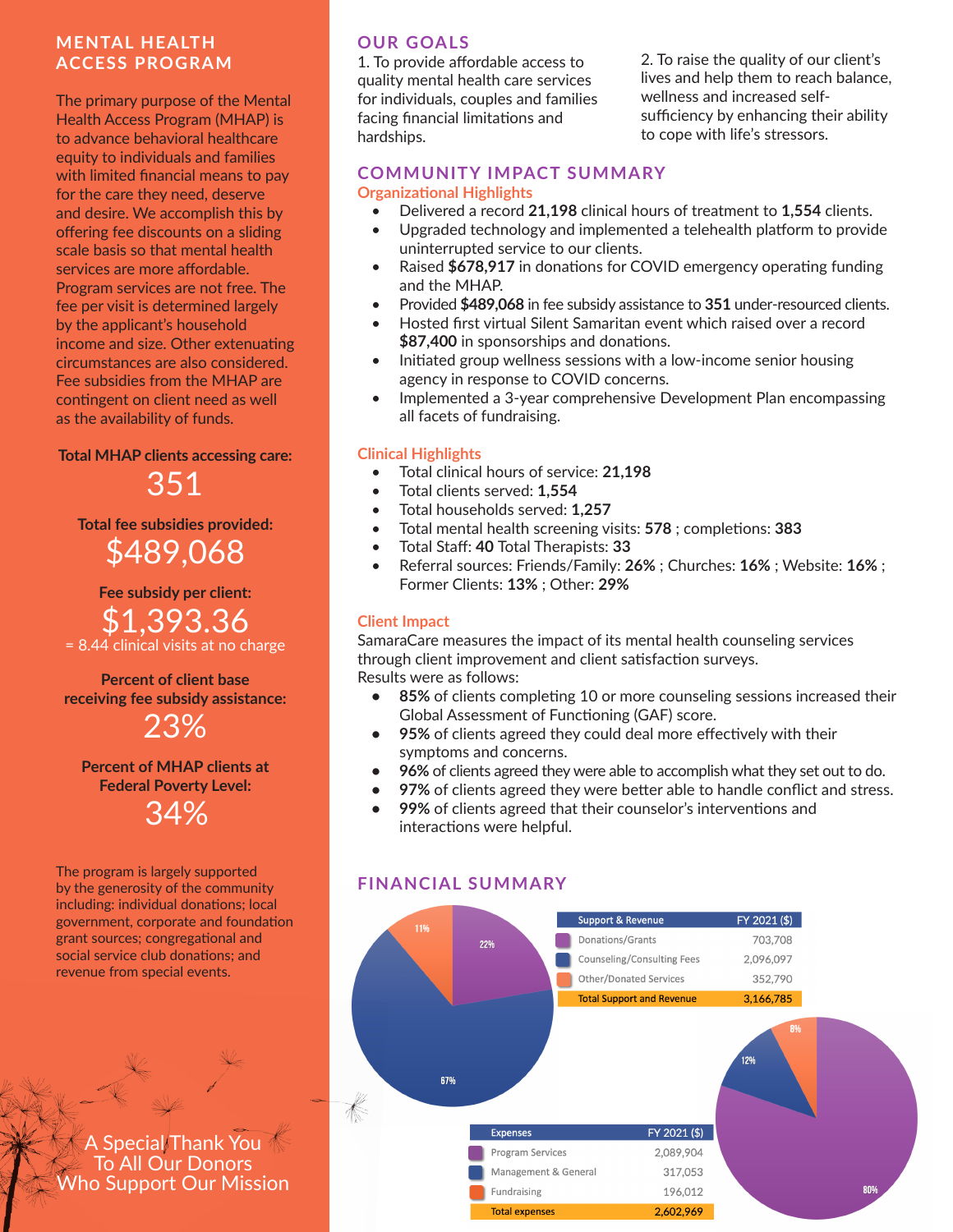## MENTAL HEALTH ACCESS PROGRAM

The primary purpose of the Mental Health Access Program (MHAP) is to advance behavioral healthcare equity to individuals and families with limited financial means to pay for the care they need, deserve and desire. We accomplish this by offering fee discounts on a sliding scale basis so that mental health services are more affordable. Program services are not free. The fee per visit is determined largely by the applicant's household income and size. Other extenuating circumstances are also considered. Fee subsidies from the MHAP are contingent on client need as well as the availability of funds.

**Total MHAP clients accessing care:**

351

**Total fee subsidies provided:**

$489,068

**Fee subsidy per client:**

$1,393.36

= 8.44 clinical visits at no charge

**Percent of client base receiving fee subsidy assistance:**

23%

**Percent of MHAP clients at Federal Poverty Level:**

34%

The program is largely supported by the generosity of the community including: individual donations; local government, corporate and foundation grant sources; congregational and social service club donations; and revenue from special events.

A Special Thank You To All Our Donors Who Support Our Mission

## OUR GOALS

1. To provide affordable access to quality mental health care services for individuals, couples and families facing financial limitations and hardships.

2. To raise the quality of our client's lives and help them to reach balance, wellness and increased self-sufficiency by enhancing their ability to cope with life's stressors.

## COMMUNITY IMPACT SUMMARY

### Organizational Highlights

- Delivered a record **21,198** clinical hours of treatment to **1,554** clients.
- Upgraded technology and implemented a telehealth platform to provide uninterrupted service to our clients.
- Raised **$678,917** in donations for COVID emergency operating funding and the MHAP.
- Provided **$489,068** in fee subsidy assistance to **351** under-resourced clients.
- Hosted first virtual Silent Samaritan event which raised over a record **$87,400** in sponsorships and donations.
- Initiated group wellness sessions with a low-income senior housing agency in response to COVID concerns.
- Implemented a 3-year comprehensive Development Plan encompassing all facets of fundraising.

### Clinical Highlights

- Total clinical hours of service: **21,198**
- Total clients served: **1,554**
- Total households served: **1,257**
- Total mental health screening visits: **578** ; completions: **383**
- Total Staff: **40** Total Therapists: **33**
- Referral sources: Friends/Family: **26%** ; Churches: **16%** ; Website: **16%** ; Former Clients: **13%** ; Other: **29%**

### Client Impact

SamaraCare measures the impact of its mental health counseling services through client improvement and client satisfaction surveys.
Results were as follows:

- **85%** of clients completing 10 or more counseling sessions increased their Global Assessment of Functioning (GAF) score.
- **95%** of clients agreed they could deal more effectively with their symptoms and concerns.
- **96%** of clients agreed they were able to accomplish what they set out to do.
- **97%** of clients agreed they were better able to handle conflict and stress.
- **99%** of clients agreed that their counselor's interventions and interactions were helpful.

## FINANCIAL SUMMARY

22%
67%
11%

| Support & Revenue | FY 2021 ($) |
|---|---|
| Donations/Grants | 703,708 |
| Counseling/Consulting Fees | 2,096,097 |
| Other/Donated Services | 352,790 |
| **Total Support and Revenue** | **3,166,785** |

80%
12%
8%

| Expenses | FY 2021 ($) |
|---|---|
| Program Services | 2,089,904 |
| Management & General | 317,053 |
| Fundraising | 196,012 |
| **Total expenses** | **2,602,969** |